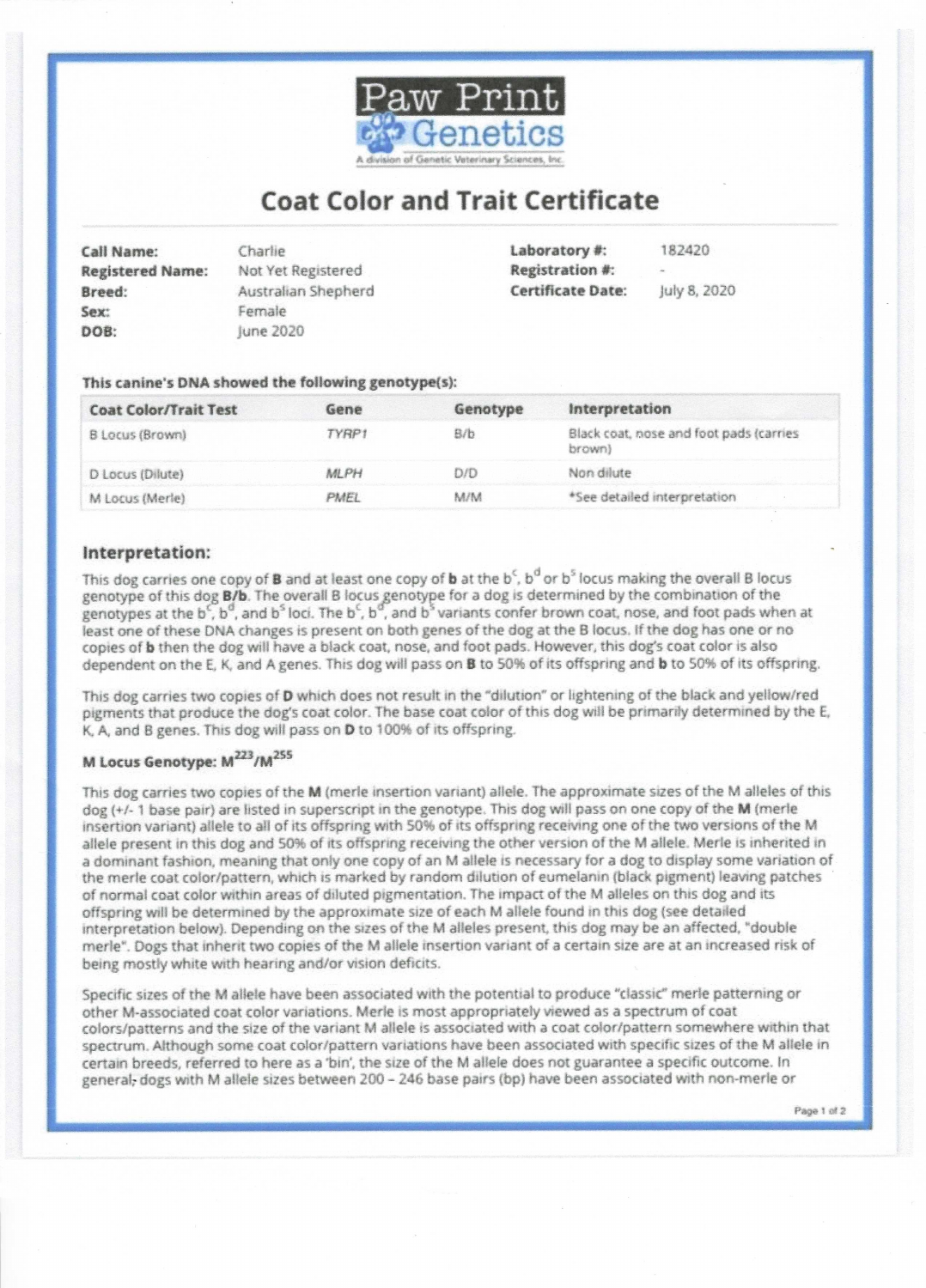# Paw Print Genetics

A division of Genetic Veterinary Sciences, Inc.

## Coat Color and Trait Certificate

| | | | |
|---|---|---|---|
| **Call Name:** | Charlie | **Laboratory #:** | 182420 |
| **Registered Name:** | Not Yet Registered | **Registration #:** | - |
| **Breed:** | Australian Shepherd | **Certificate Date:** | July 8, 2020 |
| **Sex:** | Female | | |
| **DOB:** | June 2020 | | |

**This canine's DNA showed the following genotype(s):**

| Coat Color/Trait Test | Gene | Genotype | Interpretation |
|---|---|---|---|
| B Locus (Brown) | *TYRP1* | B/b | Black coat, nose and foot pads (carries brown) |
| D Locus (Dilute) | *MLPH* | D/D | Non dilute |
| M Locus (Merle) | *PMEL* | M/M | *See detailed interpretation |

## Interpretation:

This dog carries one copy of **B** and at least one copy of **b** at the $b^c$, $b^d$ or $b^s$ locus making the overall B locus genotype of this dog **B/b**. The overall B locus genotype for a dog is determined by the combination of the genotypes at the $b^c$, $b^d$, and $b^s$ loci. The $b^c$, $b^d$, and $b^s$ variants confer brown coat, nose, and foot pads when at least one of these DNA changes is present on both genes of the dog at the B locus. If the dog has one or no copies of **b** then the dog will have a black coat, nose, and foot pads. However, this dog's coat color is also dependent on the E, K, and A genes. This dog will pass on **B** to 50% of its offspring and **b** to 50% of its offspring.

This dog carries two copies of **D** which does not result in the "dilution" or lightening of the black and yellow/red pigments that produce the dog's coat color. The base coat color of this dog will be primarily determined by the E, K, A, and B genes. This dog will pass on **D** to 100% of its offspring.

### M Locus Genotype: $M^{223}/M^{255}$

This dog carries two copies of the **M** (merle insertion variant) allele. The approximate sizes of the M alleles of this dog (+/- 1 base pair) are listed in superscript in the genotype. This dog will pass on one copy of the **M** (merle insertion variant) allele to all of its offspring with 50% of its offspring receiving one of the two versions of the M allele present in this dog and 50% of its offspring receiving the other version of the M allele. Merle is inherited in a dominant fashion, meaning that only one copy of an M allele is necessary for a dog to display some variation of the merle coat color/pattern, which is marked by random dilution of eumelanin (black pigment) leaving patches of normal coat color within areas of diluted pigmentation. The impact of the M alleles on this dog and its offspring will be determined by the approximate size of each M allele found in this dog (see detailed interpretation below). Depending on the sizes of the M alleles present, this dog may be an affected, "double merle". Dogs that inherit two copies of the M allele insertion variant of a certain size are at an increased risk of being mostly white with hearing and/or vision deficits.

Specific sizes of the M allele have been associated with the potential to produce "classic" merle patterning or other M-associated coat color variations. Merle is most appropriately viewed as a spectrum of coat colors/patterns and the size of the variant M allele is associated with a coat color/pattern somewhere within that spectrum. Although some coat color/pattern variations have been associated with specific sizes of the M allele in certain breeds, referred to here as a 'bin', the size of the M allele does not guarantee a specific outcome. In general, dogs with M allele sizes between 200 - 246 base pairs (bp) have been associated with non-merle or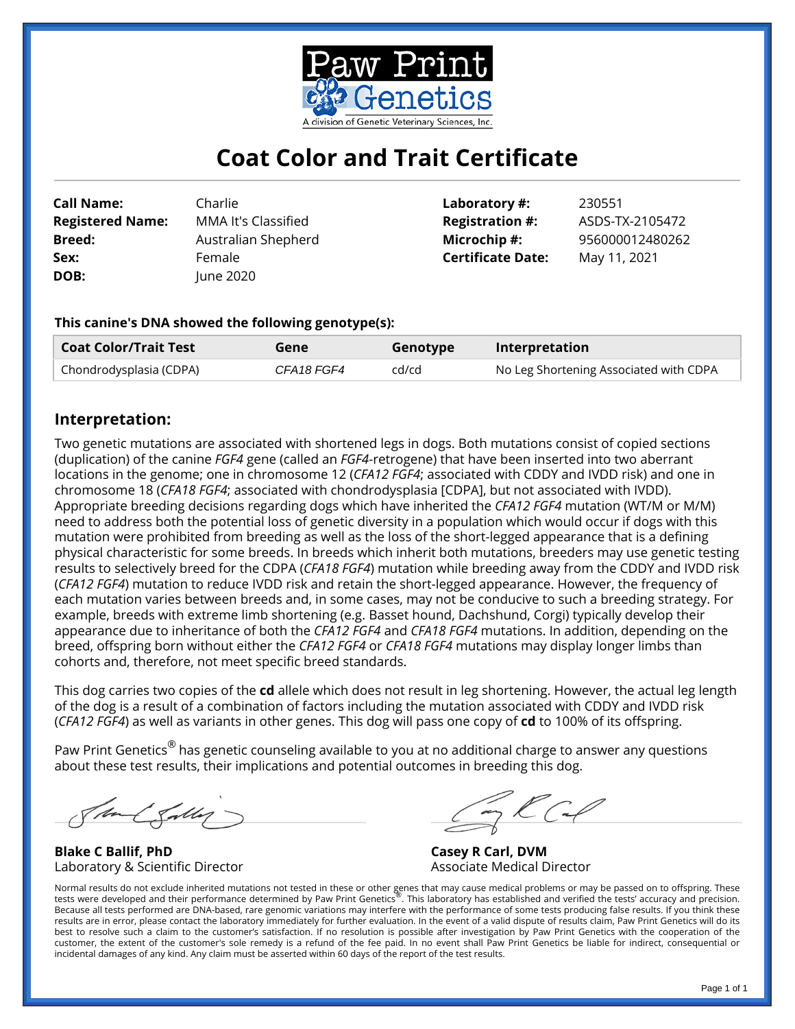Paw Print Genetics

A division of Genetic Veterinary Sciences, Inc.

# Coat Color and Trait Certificate

| | | | |
|---|---|---|---|
| **Call Name:** | Charlie | **Laboratory #:** | 230551 |
| **Registered Name:** | MMA It's Classified | **Registration #:** | ASDS-TX-2105472 |
| **Breed:** | Australian Shepherd | **Microchip #:** | 956000012480262 |
| **Sex:** | Female | **Certificate Date:** | May 11, 2021 |
| **DOB:** | June 2020 | | |

**This canine's DNA showed the following genotype(s):**

| Coat Color/Trait Test | Gene | Genotype | Interpretation |
|---|---|---|---|
| Chondrodysplasia (CDPA) | *CFA18 FGF4* | cd/cd | No Leg Shortening Associated with CDPA |

## Interpretation:

Two genetic mutations are associated with shortened legs in dogs. Both mutations consist of copied sections (duplication) of the canine *FGF4* gene (called an *FGF4*-retrogene) that have been inserted into two aberrant locations in the genome; one in chromosome 12 (*CFA12 FGF4*; associated with CDDY and IVDD risk) and one in chromosome 18 (*CFA18 FGF4*; associated with chondrodysplasia [CDPA], but not associated with IVDD). Appropriate breeding decisions regarding dogs which have inherited the *CFA12 FGF4* mutation (WT/M or M/M) need to address both the potential loss of genetic diversity in a population which would occur if dogs with this mutation were prohibited from breeding as well as the loss of the short-legged appearance that is a defining physical characteristic for some breeds. In breeds which inherit both mutations, breeders may use genetic testing results to selectively breed for the CDPA (*CFA18 FGF4*) mutation while breeding away from the CDDY and IVDD risk (*CFA12 FGF4*) mutation to reduce IVDD risk and retain the short-legged appearance. However, the frequency of each mutation varies between breeds and, in some cases, may not be conducive to such a breeding strategy. For example, breeds with extreme limb shortening (e.g. Basset hound, Dachshund, Corgi) typically develop their appearance due to inheritance of both the *CFA12 FGF4* and *CFA18 FGF4* mutations. In addition, depending on the breed, offspring born without either the *CFA12 FGF4* or *CFA18 FGF4* mutations may display longer limbs than cohorts and, therefore, not meet specific breed standards.

This dog carries two copies of the **cd** allele which does not result in leg shortening. However, the actual leg length of the dog is a result of a combination of factors including the mutation associated with CDDY and IVDD risk (*CFA12 FGF4*) as well as variants in other genes. This dog will pass one copy of **cd** to 100% of its offspring.

Paw Print Genetics® has genetic counseling available to you at no additional charge to answer any questions about these test results, their implications and potential outcomes in breeding this dog.

**Blake C Ballif, PhD**
Laboratory & Scientific Director

**Casey R Carl, DVM**
Associate Medical Director

Normal results do not exclude inherited mutations not tested in these or other genes that may cause medical problems or may be passed on to offspring. These tests were developed and their performance determined by Paw Print Genetics®. This laboratory has established and verified the tests' accuracy and precision. Because all tests performed are DNA-based, rare genomic variations may interfere with the performance of some tests producing false results. If you think these results are in error, please contact the laboratory immediately for further evaluation. In the event of a valid dispute of results claim, Paw Print Genetics will do its best to resolve such a claim to the customer's satisfaction. If no resolution is possible after investigation by Paw Print Genetics with the cooperation of the customer, the extent of the customer's sole remedy is a refund of the fee paid. In no event shall Paw Print Genetics be liable for indirect, consequential or incidental damages of any kind. Any claim must be asserted within 60 days of the report of the test results.